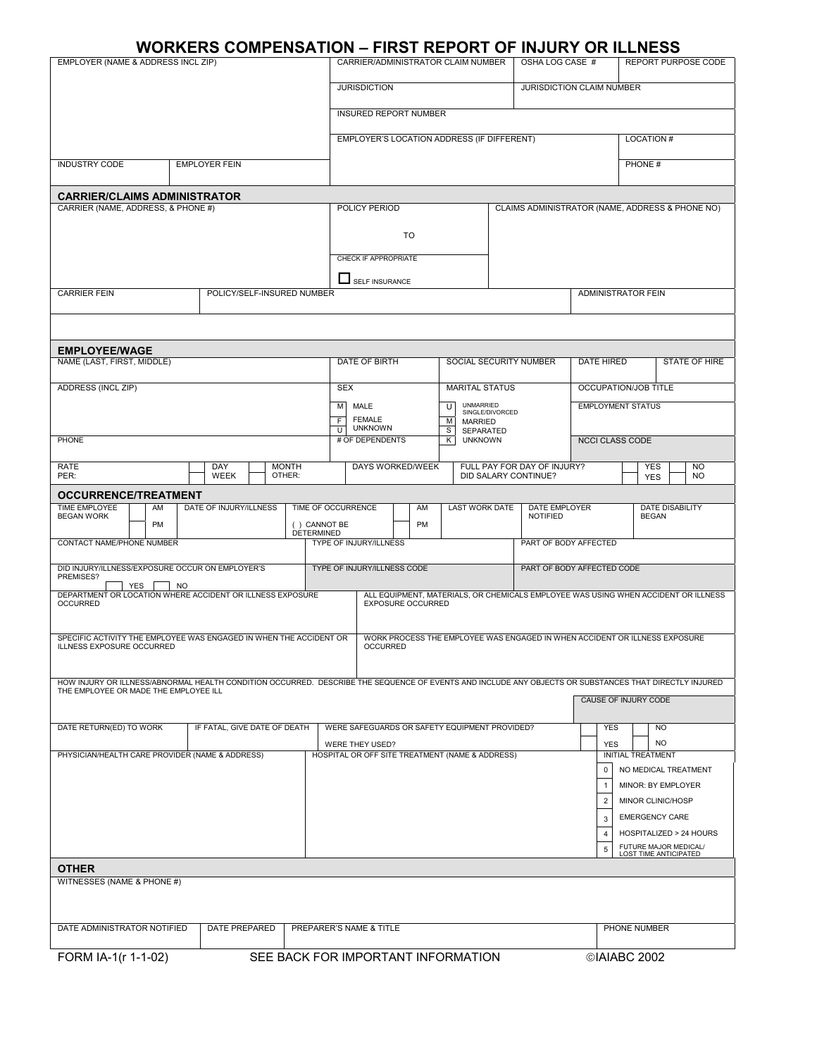# WORKERS COMPENSATION – FIRST REPORT OF INJURY OR ILLNESS

| EMPLOYER (NAME & ADDRESS INCL ZIP) | | CARRIER/ADMINISTRATOR CLAIM NUMBER | OSHA LOG CASE # | REPORT PURPOSE CODE |
|---|---|---|---|---|
| | | JURISDICTION | JURISDICTION CLAIM NUMBER | |
| | | INSURED REPORT NUMBER | | |
| | | EMPLOYER'S LOCATION ADDRESS (IF DIFFERENT) | | LOCATION # |
| INDUSTRY CODE | EMPLOYER FEIN | | | PHONE # |

## CARRIER/CLAIMS ADMINISTRATOR

| CARRIER (NAME, ADDRESS, & PHONE #) | | POLICY PERIOD<br>TO | CLAIMS ADMINISTRATOR (NAME, ADDRESS & PHONE NO) |
|---|---|---|---|
| | | CHECK IF APPROPRIATE<br>☐ SELF INSURANCE | |
| CARRIER FEIN | POLICY/SELF-INSURED NUMBER | | ADMINISTRATOR FEIN |

## EMPLOYEE/WAGE

| NAME (LAST, FIRST, MIDDLE) | DATE OF BIRTH | SOCIAL SECURITY NUMBER | DATE HIRED | STATE OF HIRE |
|---|---|---|---|---|
| ADDRESS (INCL ZIP) | SEX<br>M MALE<br>F FEMALE<br>U UNKNOWN | MARITAL STATUS<br>U UNMARRIED SINGLE/DIVORCED<br>M MARRIED<br>S SEPARATED<br>K UNKNOWN | OCCUPATION/JOB TITLE | |
| | | | EMPLOYMENT STATUS | |
| PHONE | # OF DEPENDENTS | | NCCI CLASS CODE | |

| RATE PER: | DAY / WEEK | MONTH / OTHER: | DAYS WORKED/WEEK | FULL PAY FOR DAY OF INJURY? | YES | NO |
|---|---|---|---|---|---|---|
| | | | | DID SALARY CONTINUE? | YES | NO |

## OCCURRENCE/TREATMENT

| TIME EMPLOYEE BEGAN WORK | AM / PM | DATE OF INJURY/ILLNESS | TIME OF OCCURRENCE<br>( ) CANNOT BE DETERMINED | AM / PM | LAST WORK DATE | DATE EMPLOYER NOTIFIED | DATE DISABILITY BEGAN |
|---|---|---|---|---|---|---|---|

| CONTACT NAME/PHONE NUMBER | TYPE OF INJURY/ILLNESS | PART OF BODY AFFECTED |
|---|---|---|
| DID INJURY/ILLNESS/EXPOSURE OCCUR ON EMPLOYER'S PREMISES? ☐ YES ☐ NO | TYPE OF INJURY/ILLNESS CODE | PART OF BODY AFFECTED CODE |

| DEPARTMENT OR LOCATION WHERE ACCIDENT OR ILLNESS EXPOSURE OCCURRED | ALL EQUIPMENT, MATERIALS, OR CHEMICALS EMPLOYEE WAS USING WHEN ACCIDENT OR ILLNESS EXPOSURE OCCURRED |
|---|---|
| SPECIFIC ACTIVITY THE EMPLOYEE WAS ENGAGED IN WHEN THE ACCIDENT OR ILLNESS EXPOSURE OCCURRED | WORK PROCESS THE EMPLOYEE WAS ENGAGED IN WHEN ACCIDENT OR ILLNESS EXPOSURE OCCURRED |

HOW INJURY OR ILLNESS/ABNORMAL HEALTH CONDITION OCCURRED. DESCRIBE THE SEQUENCE OF EVENTS AND INCLUDE ANY OBJECTS OR SUBSTANCES THAT DIRECTLY INJURED THE EMPLOYEE OR MADE THE EMPLOYEE ILL

CAUSE OF INJURY CODE

| DATE RETURN(ED) TO WORK | IF FATAL, GIVE DATE OF DEATH | WERE SAFEGUARDS OR SAFETY EQUIPMENT PROVIDED? | YES | NO |
|---|---|---|---|---|
| | | WERE THEY USED? | YES | NO |

| PHYSICIAN/HEALTH CARE PROVIDER (NAME & ADDRESS) | HOSPITAL OR OFF SITE TREATMENT (NAME & ADDRESS) | INITIAL TREATMENT |
|---|---|---|
| | | 0 NO MEDICAL TREATMENT |
| | | 1 MINOR: BY EMPLOYER |
| | | 2 MINOR CLINIC/HOSP |
| | | 3 EMERGENCY CARE |
| | | 4 HOSPITALIZED > 24 HOURS |
| | | 5 FUTURE MAJOR MEDICAL/ LOST TIME ANTICIPATED |

## OTHER

WITNESSES (NAME & PHONE #)

| DATE ADMINISTRATOR NOTIFIED | DATE PREPARED | PREPARER'S NAME & TITLE | PHONE NUMBER |
|---|---|---|---|

FORM IA-1(r 1-1-02) SEE BACK FOR IMPORTANT INFORMATION ©IAIABC 2002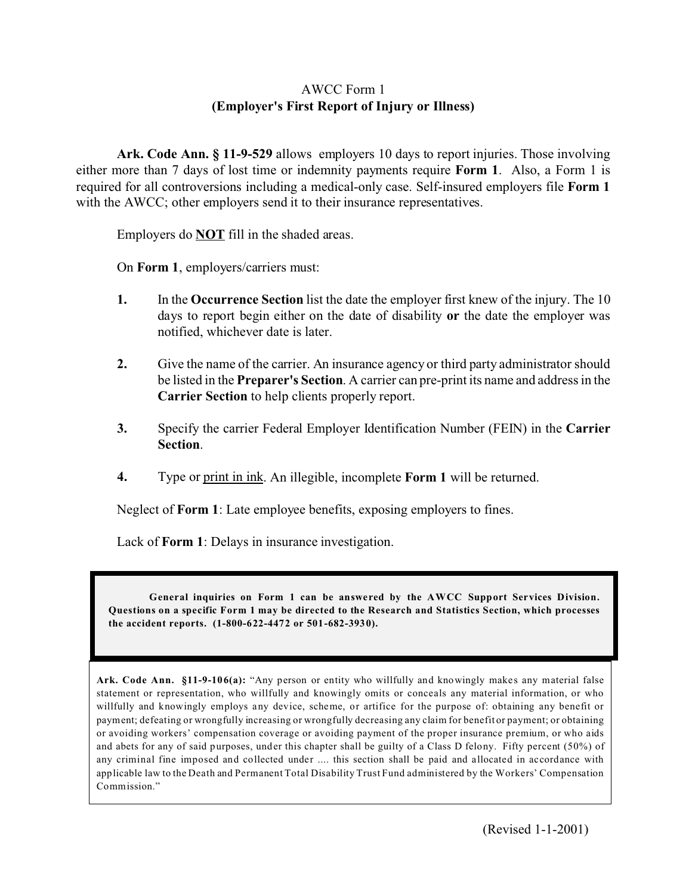# AWCC Form 1
## (Employer's First Report of Injury or Illness)

**Ark. Code Ann. § 11-9-529** allows employers 10 days to report injuries. Those involving either more than 7 days of lost time or indemnity payments require **Form 1**. Also, a Form 1 is required for all controversions including a medical-only case. Self-insured employers file **Form 1** with the AWCC; other employers send it to their insurance representatives.

Employers do **NOT** fill in the shaded areas.

On **Form 1**, employers/carriers must:

1. In the **Occurrence Section** list the date the employer first knew of the injury. The 10 days to report begin either on the date of disability **or** the date the employer was notified, whichever date is later.

2. Give the name of the carrier. An insurance agency or third party administrator should be listed in the **Preparer's Section**. A carrier can pre-print its name and address in the **Carrier Section** to help clients properly report.

3. Specify the carrier Federal Employer Identification Number (FEIN) in the **Carrier Section**.

4. Type or print in ink. An illegible, incomplete **Form 1** will be returned.

Neglect of **Form 1**: Late employee benefits, exposing employers to fines.

Lack of **Form 1**: Delays in insurance investigation.

**General inquiries on Form 1 can be answered by the AWCC Support Services Division. Questions on a specific Form 1 may be directed to the Research and Statistics Section, which processes the accident reports. (1-800-622-4472 or 501-682-3930).**

**Ark. Code Ann. §11-9-106(a):** "Any person or entity who willfully and knowingly makes any material false statement or representation, who willfully and knowingly omits or conceals any material information, or who willfully and knowingly employs any device, scheme, or artifice for the purpose of: obtaining any benefit or payment; defeating or wrongfully increasing or wrongfully decreasing any claim for benefit or payment; or obtaining or avoiding workers' compensation coverage or avoiding payment of the proper insurance premium, or who aids and abets for any of said purposes, under this chapter shall be guilty of a Class D felony. Fifty percent (50%) of any criminal fine imposed and collected under .... this section shall be paid and allocated in accordance with applicable law to the Death and Permanent Total Disability Trust Fund administered by the Workers' Compensation Commission."

(Revised 1-1-2001)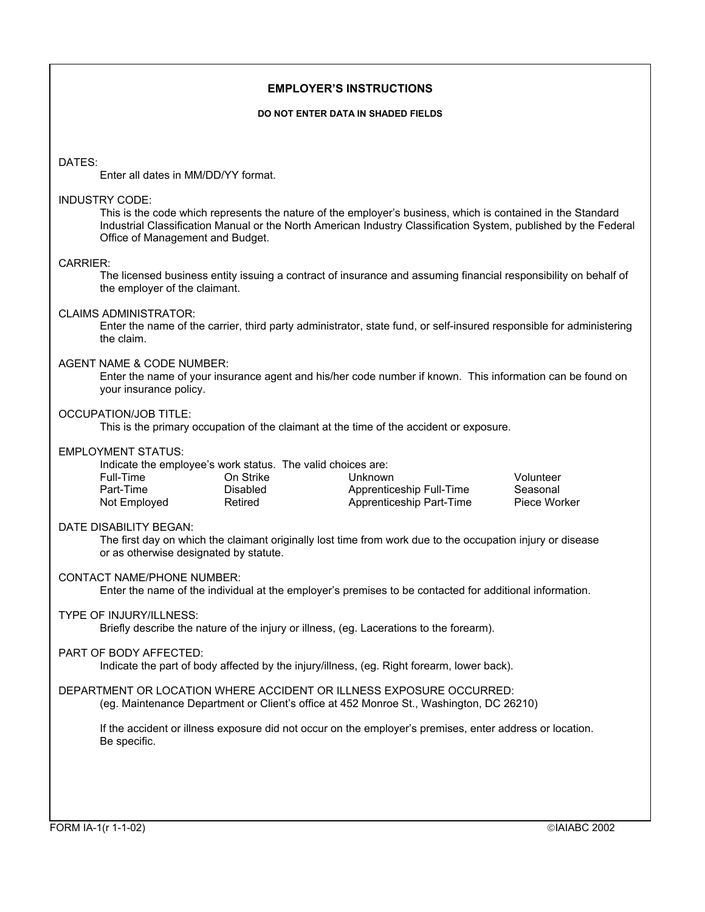## EMPLOYER'S INSTRUCTIONS

**DO NOT ENTER DATA IN SHADED FIELDS**

DATES:
Enter all dates in MM/DD/YY format.

INDUSTRY CODE:
This is the code which represents the nature of the employer's business, which is contained in the Standard Industrial Classification Manual or the North American Industry Classification System, published by the Federal Office of Management and Budget.

CARRIER:
The licensed business entity issuing a contract of insurance and assuming financial responsibility on behalf of the employer of the claimant.

CLAIMS ADMINISTRATOR:
Enter the name of the carrier, third party administrator, state fund, or self-insured responsible for administering the claim.

AGENT NAME & CODE NUMBER:
Enter the name of your insurance agent and his/her code number if known. This information can be found on your insurance policy.

OCCUPATION/JOB TITLE:
This is the primary occupation of the claimant at the time of the accident or exposure.

EMPLOYMENT STATUS:
Indicate the employee's work status. The valid choices are:

| | | | |
|---|---|---|---|
| Full-Time | On Strike | Unknown | Volunteer |
| Part-Time | Disabled | Apprenticeship Full-Time | Seasonal |
| Not Employed | Retired | Apprenticeship Part-Time | Piece Worker |

DATE DISABILITY BEGAN:
The first day on which the claimant originally lost time from work due to the occupation injury or disease or as otherwise designated by statute.

CONTACT NAME/PHONE NUMBER:
Enter the name of the individual at the employer's premises to be contacted for additional information.

TYPE OF INJURY/ILLNESS:
Briefly describe the nature of the injury or illness, (eg. Lacerations to the forearm).

PART OF BODY AFFECTED:
Indicate the part of body affected by the injury/illness, (eg. Right forearm, lower back).

DEPARTMENT OR LOCATION WHERE ACCIDENT OR ILLNESS EXPOSURE OCCURRED:
(eg. Maintenance Department or Client's office at 452 Monroe St., Washington, DC 26210)

If the accident or illness exposure did not occur on the employer's premises, enter address or location. Be specific.

FORM IA-1(r 1-1-02) ©IAIABC 2002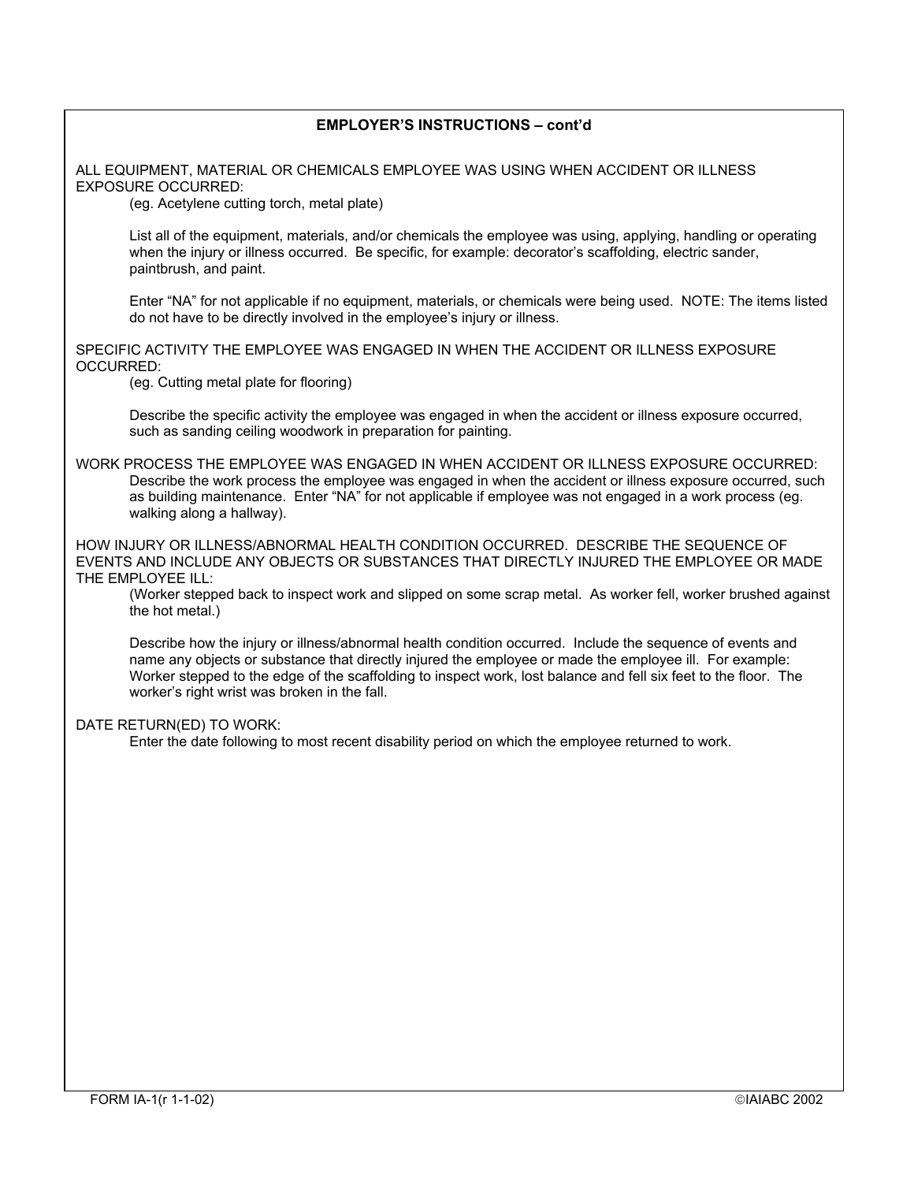## EMPLOYER'S INSTRUCTIONS – cont'd

ALL EQUIPMENT, MATERIAL OR CHEMICALS EMPLOYEE WAS USING WHEN ACCIDENT OR ILLNESS EXPOSURE OCCURRED:

(eg. Acetylene cutting torch, metal plate)

List all of the equipment, materials, and/or chemicals the employee was using, applying, handling or operating when the injury or illness occurred. Be specific, for example: decorator's scaffolding, electric sander, paintbrush, and paint.

Enter "NA" for not applicable if no equipment, materials, or chemicals were being used. NOTE: The items listed do not have to be directly involved in the employee's injury or illness.

SPECIFIC ACTIVITY THE EMPLOYEE WAS ENGAGED IN WHEN THE ACCIDENT OR ILLNESS EXPOSURE OCCURRED:

(eg. Cutting metal plate for flooring)

Describe the specific activity the employee was engaged in when the accident or illness exposure occurred, such as sanding ceiling woodwork in preparation for painting.

WORK PROCESS THE EMPLOYEE WAS ENGAGED IN WHEN ACCIDENT OR ILLNESS EXPOSURE OCCURRED:

Describe the work process the employee was engaged in when the accident or illness exposure occurred, such as building maintenance. Enter "NA" for not applicable if employee was not engaged in a work process (eg. walking along a hallway).

HOW INJURY OR ILLNESS/ABNORMAL HEALTH CONDITION OCCURRED. DESCRIBE THE SEQUENCE OF EVENTS AND INCLUDE ANY OBJECTS OR SUBSTANCES THAT DIRECTLY INJURED THE EMPLOYEE OR MADE THE EMPLOYEE ILL:

(Worker stepped back to inspect work and slipped on some scrap metal. As worker fell, worker brushed against the hot metal.)

Describe how the injury or illness/abnormal health condition occurred. Include the sequence of events and name any objects or substance that directly injured the employee or made the employee ill. For example: Worker stepped to the edge of the scaffolding to inspect work, lost balance and fell six feet to the floor. The worker's right wrist was broken in the fall.

DATE RETURN(ED) TO WORK:

Enter the date following to most recent disability period on which the employee returned to work.

FORM IA-1(r 1-1-02) ©IAIABC 2002